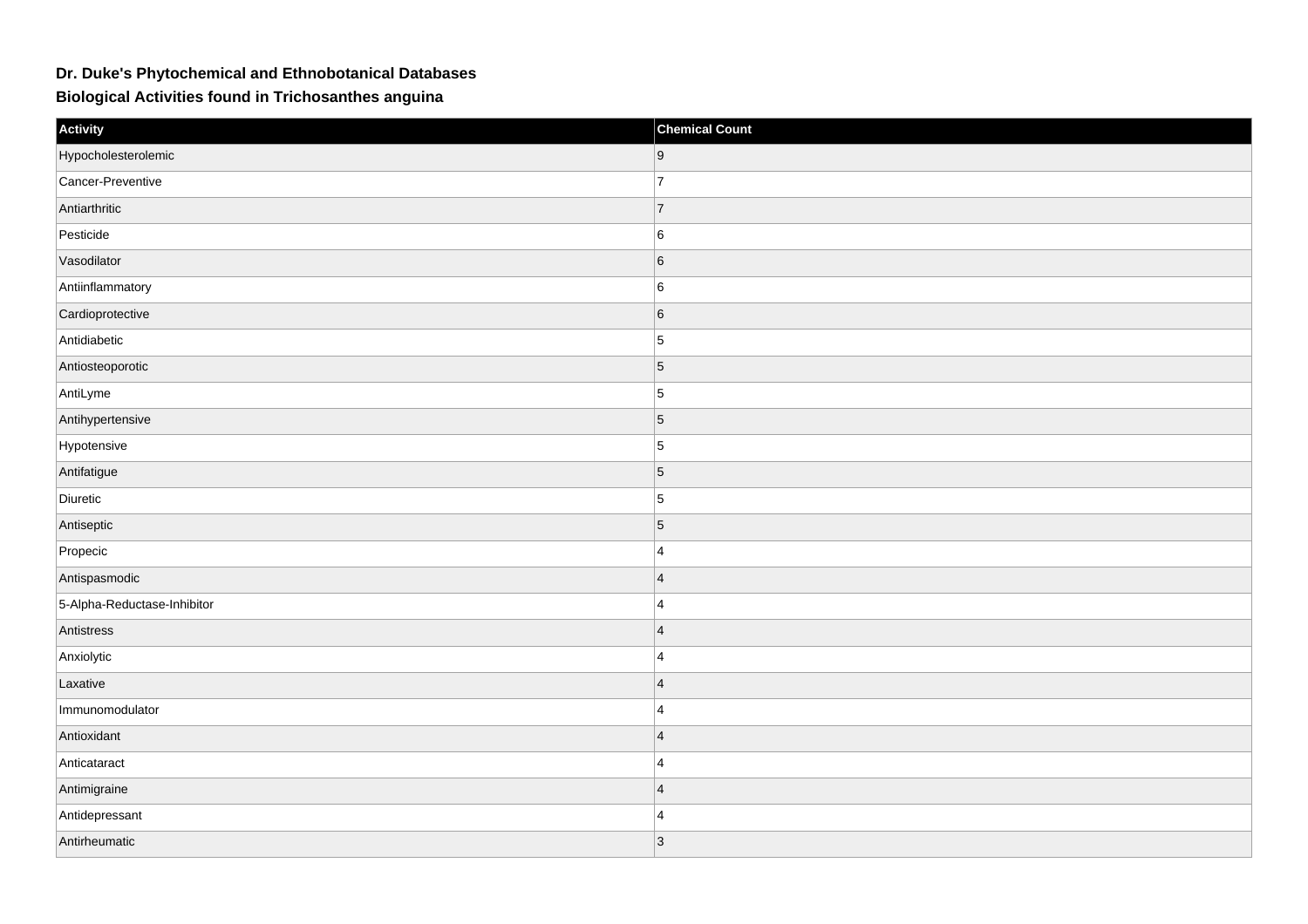# Dr. Duke's Phytochemical and Ethnobotanical Databases

## Biological Activities found in Trichosanthes anguina

| Activity | Chemical Count |
| --- | --- |
| Hypocholesterolemic | 9 |
| Cancer-Preventive | 7 |
| Antiarthritic | 7 |
| Pesticide | 6 |
| Vasodilator | 6 |
| Antiinflammatory | 6 |
| Cardioprotective | 6 |
| Antidiabetic | 5 |
| Antiosteoporotic | 5 |
| AntiLyme | 5 |
| Antihypertensive | 5 |
| Hypotensive | 5 |
| Antifatigue | 5 |
| Diuretic | 5 |
| Antiseptic | 5 |
| Propecic | 4 |
| Antispasmodic | 4 |
| 5-Alpha-Reductase-Inhibitor | 4 |
| Antistress | 4 |
| Anxiolytic | 4 |
| Laxative | 4 |
| Immunomodulator | 4 |
| Antioxidant | 4 |
| Anticataract | 4 |
| Antimigraine | 4 |
| Antidepressant | 4 |
| Antirheumatic | 3 |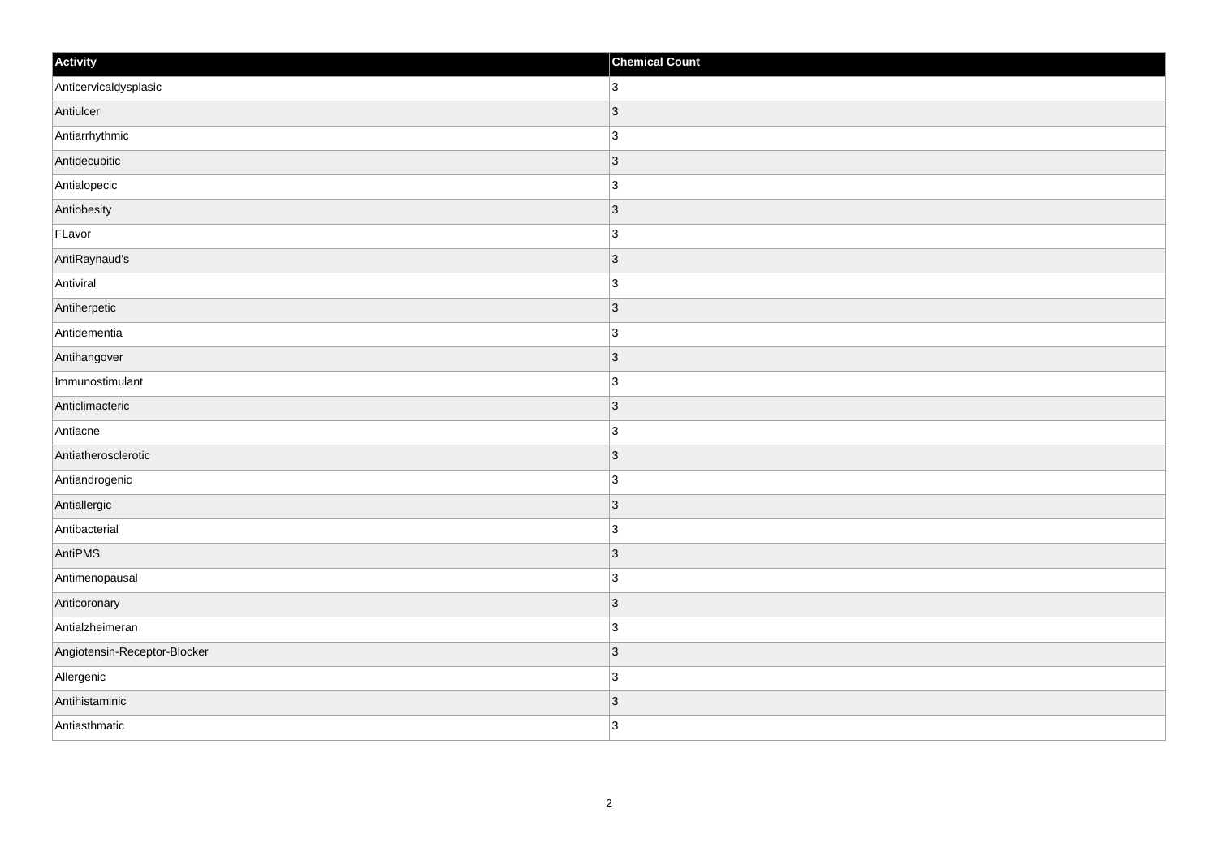| Activity | Chemical Count |
| --- | --- |
| Anticervicaldysplasic | 3 |
| Antiulcer | 3 |
| Antiarrhythmic | 3 |
| Antidecubitic | 3 |
| Antialopecic | 3 |
| Antiobesity | 3 |
| FLavor | 3 |
| AntiRaynaud's | 3 |
| Antiviral | 3 |
| Antiherpetic | 3 |
| Antidementia | 3 |
| Antihangover | 3 |
| Immunostimulant | 3 |
| Anticlimacteric | 3 |
| Antiacne | 3 |
| Antiatherosclerotic | 3 |
| Antiandrogenic | 3 |
| Antiallergic | 3 |
| Antibacterial | 3 |
| AntiPMS | 3 |
| Antimenopausal | 3 |
| Anticoronary | 3 |
| Antialzheimeran | 3 |
| Angiotensin-Receptor-Blocker | 3 |
| Allergenic | 3 |
| Antihistaminic | 3 |
| Antiasthmatic | 3 |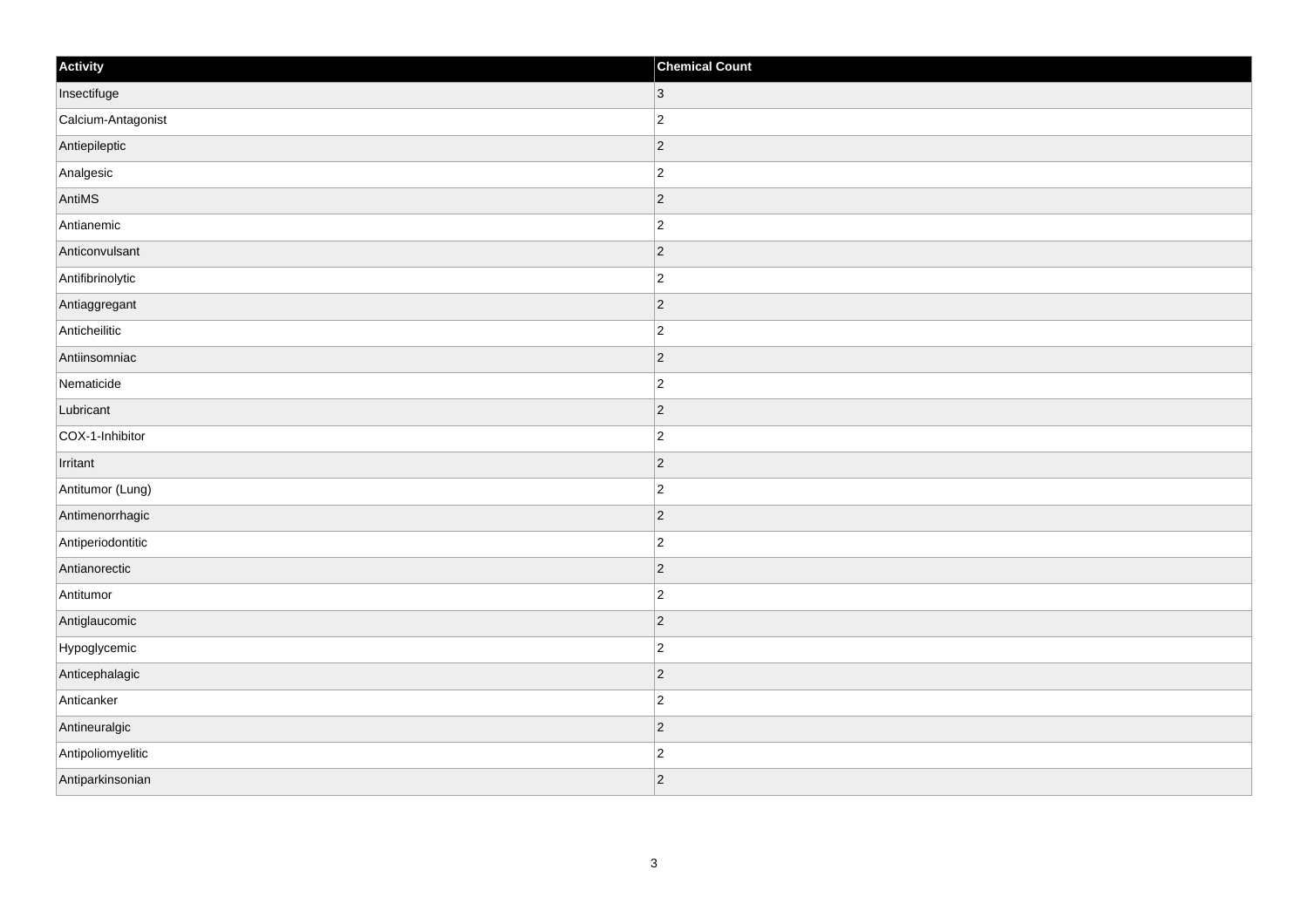| Activity | Chemical Count |
| --- | --- |
| Insectifuge | 3 |
| Calcium-Antagonist | 2 |
| Antiepileptic | 2 |
| Analgesic | 2 |
| AntiMS | 2 |
| Antianemic | 2 |
| Anticonvulsant | 2 |
| Antifibrinolytic | 2 |
| Antiaggregant | 2 |
| Anticheilitic | 2 |
| Antiinsomniac | 2 |
| Nematicide | 2 |
| Lubricant | 2 |
| COX-1-Inhibitor | 2 |
| Irritant | 2 |
| Antitumor (Lung) | 2 |
| Antimenorrhagic | 2 |
| Antiperiodontitic | 2 |
| Antianorectic | 2 |
| Antitumor | 2 |
| Antiglaucomic | 2 |
| Hypoglycemic | 2 |
| Anticephalagic | 2 |
| Anticanker | 2 |
| Antineuralgic | 2 |
| Antipoliomyelitic | 2 |
| Antiparkinsonian | 2 |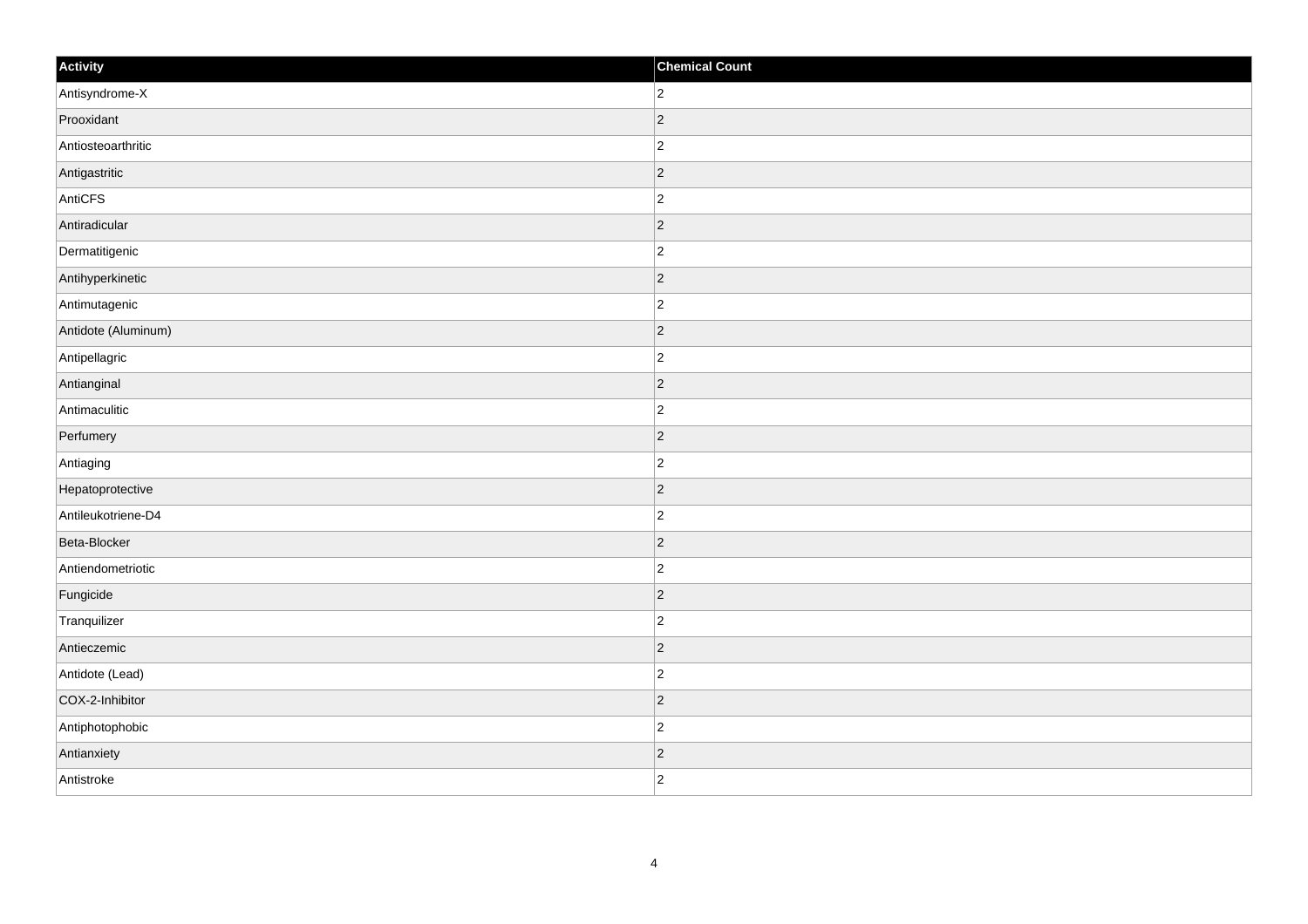| Activity | Chemical Count |
| --- | --- |
| Antisyndrome-X | 2 |
| Prooxidant | 2 |
| Antiosteoarthritic | 2 |
| Antigastritic | 2 |
| AntiCFS | 2 |
| Antiradicular | 2 |
| Dermatitigenic | 2 |
| Antihyperkinetic | 2 |
| Antimutagenic | 2 |
| Antidote (Aluminum) | 2 |
| Antipellagric | 2 |
| Antianginal | 2 |
| Antimaculitic | 2 |
| Perfumery | 2 |
| Antiaging | 2 |
| Hepatoprotective | 2 |
| Antileukotriene-D4 | 2 |
| Beta-Blocker | 2 |
| Antiendometriotic | 2 |
| Fungicide | 2 |
| Tranquilizer | 2 |
| Antieczemic | 2 |
| Antidote (Lead) | 2 |
| COX-2-Inhibitor | 2 |
| Antiphotophobic | 2 |
| Antianxiety | 2 |
| Antistroke | 2 |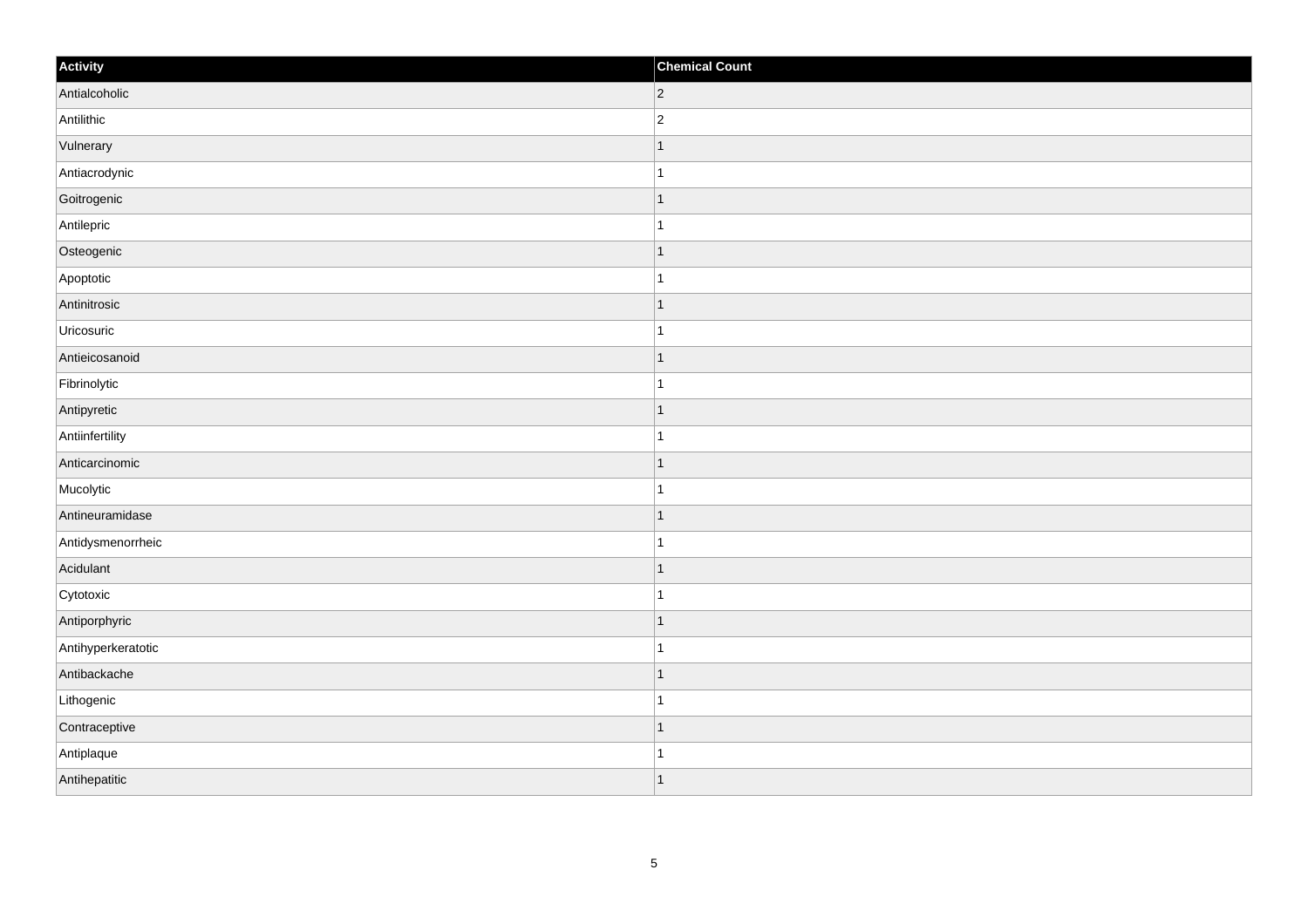| Activity | Chemical Count |
| --- | --- |
| Antialcoholic | 2 |
| Antilithic | 2 |
| Vulnerary | 1 |
| Antiacrodynic | 1 |
| Goitrogenic | 1 |
| Antilepric | 1 |
| Osteogenic | 1 |
| Apoptotic | 1 |
| Antinitrosic | 1 |
| Uricosuric | 1 |
| Antieicosanoid | 1 |
| Fibrinolytic | 1 |
| Antipyretic | 1 |
| Antiinfertility | 1 |
| Anticarcinomic | 1 |
| Mucolytic | 1 |
| Antineuramidase | 1 |
| Antidysmenorrheic | 1 |
| Acidulant | 1 |
| Cytotoxic | 1 |
| Antiporphyric | 1 |
| Antihyperkeratotic | 1 |
| Antibackache | 1 |
| Lithogenic | 1 |
| Contraceptive | 1 |
| Antiplaque | 1 |
| Antihepatitic | 1 |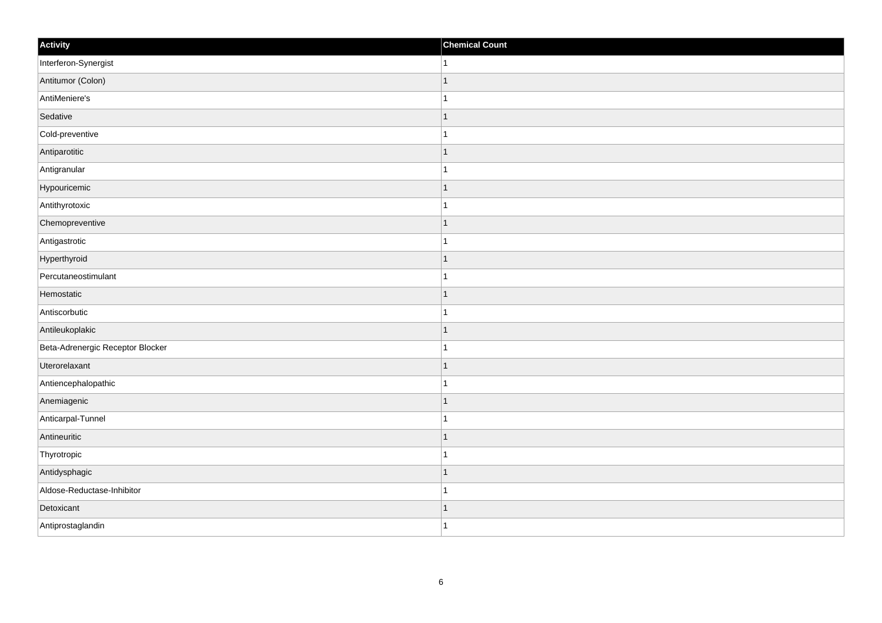| Activity | Chemical Count |
| --- | --- |
| Interferon-Synergist | 1 |
| Antitumor (Colon) | 1 |
| AntiMeniere's | 1 |
| Sedative | 1 |
| Cold-preventive | 1 |
| Antiparotitic | 1 |
| Antigranular | 1 |
| Hypouricemic | 1 |
| Antithyrotoxic | 1 |
| Chemopreventive | 1 |
| Antigastrotic | 1 |
| Hyperthyroid | 1 |
| Percutaneostimulant | 1 |
| Hemostatic | 1 |
| Antiscorbutic | 1 |
| Antileukoplakic | 1 |
| Beta-Adrenergic Receptor Blocker | 1 |
| Uterorelaxant | 1 |
| Antiencephalopathic | 1 |
| Anemiagenic | 1 |
| Anticarpal-Tunnel | 1 |
| Antineuritic | 1 |
| Thyrotropic | 1 |
| Antidysphagic | 1 |
| Aldose-Reductase-Inhibitor | 1 |
| Detoxicant | 1 |
| Antiprostaglandin | 1 |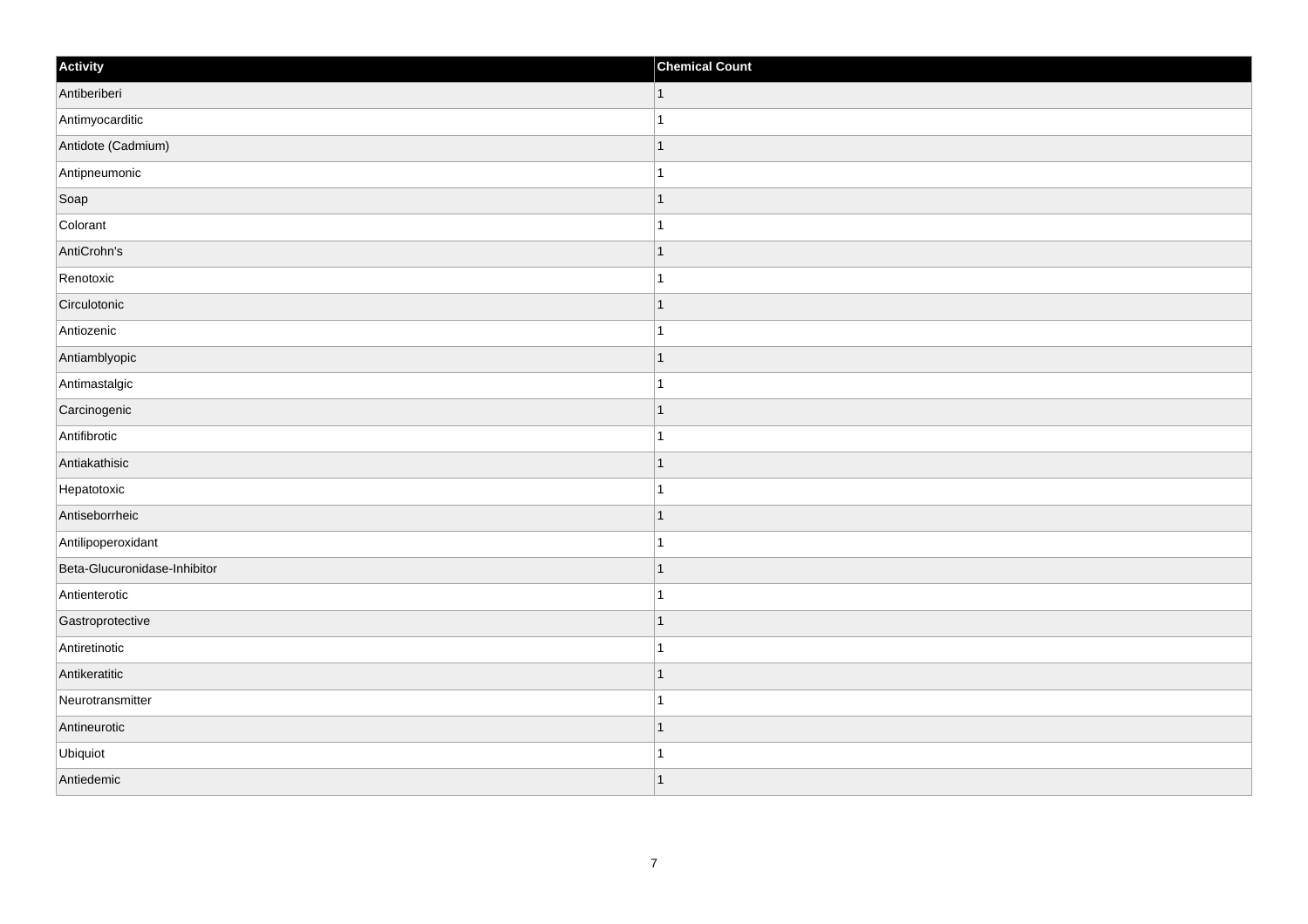| Activity | Chemical Count |
| --- | --- |
| Antiberiberi | 1 |
| Antimyocarditic | 1 |
| Antidote (Cadmium) | 1 |
| Antipneumonic | 1 |
| Soap | 1 |
| Colorant | 1 |
| AntiCrohn's | 1 |
| Renotoxic | 1 |
| Circulotonic | 1 |
| Antiozenic | 1 |
| Antiamblyopic | 1 |
| Antimastalgic | 1 |
| Carcinogenic | 1 |
| Antifibrotic | 1 |
| Antiakathisic | 1 |
| Hepatotoxic | 1 |
| Antiseborrheic | 1 |
| Antilipoperoxidant | 1 |
| Beta-Glucuronidase-Inhibitor | 1 |
| Antienterotic | 1 |
| Gastroprotective | 1 |
| Antiretinotic | 1 |
| Antikeratitic | 1 |
| Neurotransmitter | 1 |
| Antineurotic | 1 |
| Ubiquiot | 1 |
| Antiedemic | 1 |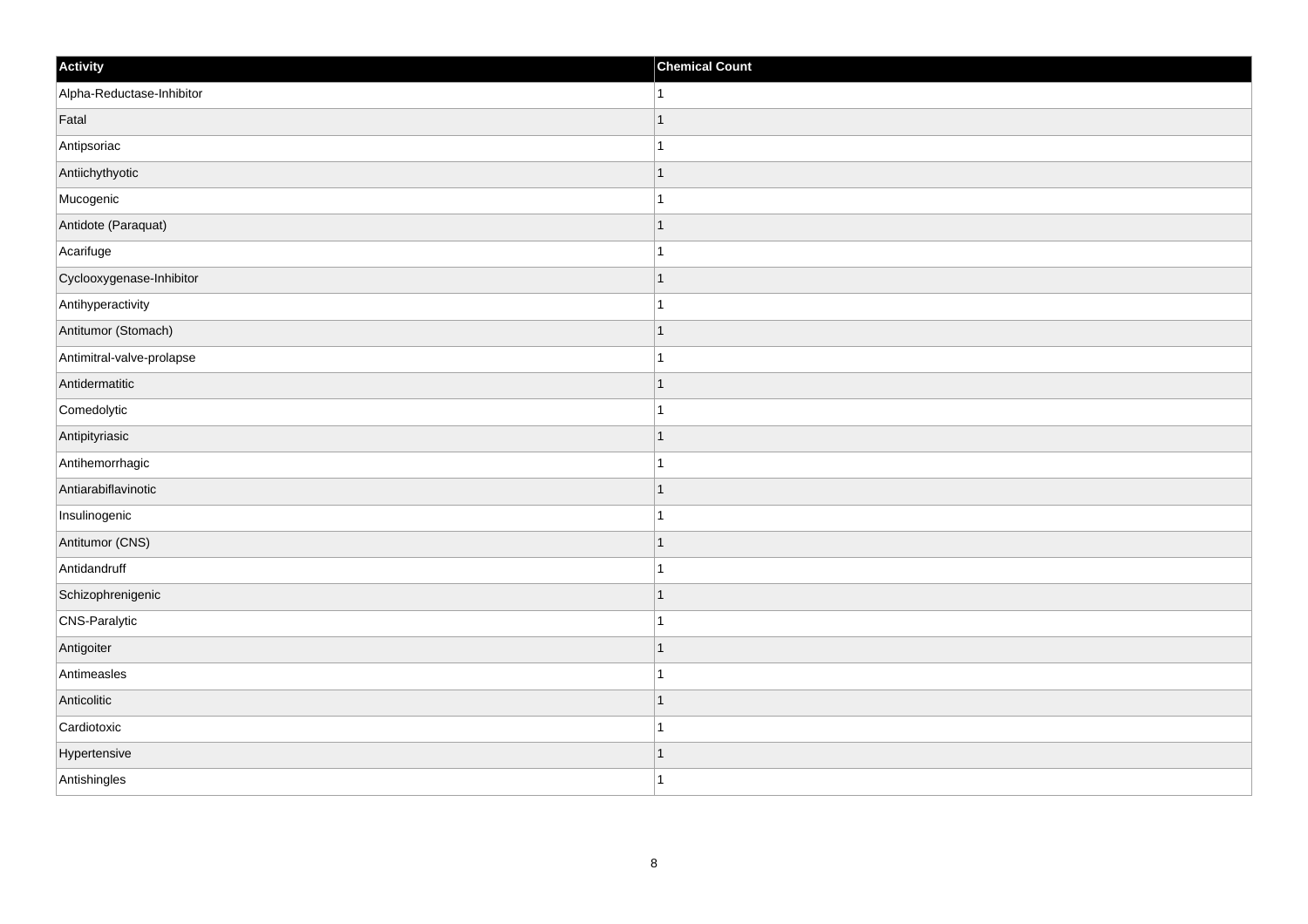| Activity | Chemical Count |
| --- | --- |
| Alpha-Reductase-Inhibitor | 1 |
| Fatal | 1 |
| Antipsoriac | 1 |
| Antiichythyotic | 1 |
| Mucogenic | 1 |
| Antidote (Paraquat) | 1 |
| Acarifuge | 1 |
| Cyclooxygenase-Inhibitor | 1 |
| Antihyperactivity | 1 |
| Antitumor (Stomach) | 1 |
| Antimitral-valve-prolapse | 1 |
| Antidermatitic | 1 |
| Comedolytic | 1 |
| Antipityriasic | 1 |
| Antihemorrhagic | 1 |
| Antiarabiflavinotic | 1 |
| Insulinogenic | 1 |
| Antitumor (CNS) | 1 |
| Antidandruff | 1 |
| Schizophrenigenic | 1 |
| CNS-Paralytic | 1 |
| Antigoiter | 1 |
| Antimeasles | 1 |
| Anticolitic | 1 |
| Cardiotoxic | 1 |
| Hypertensive | 1 |
| Antishingles | 1 |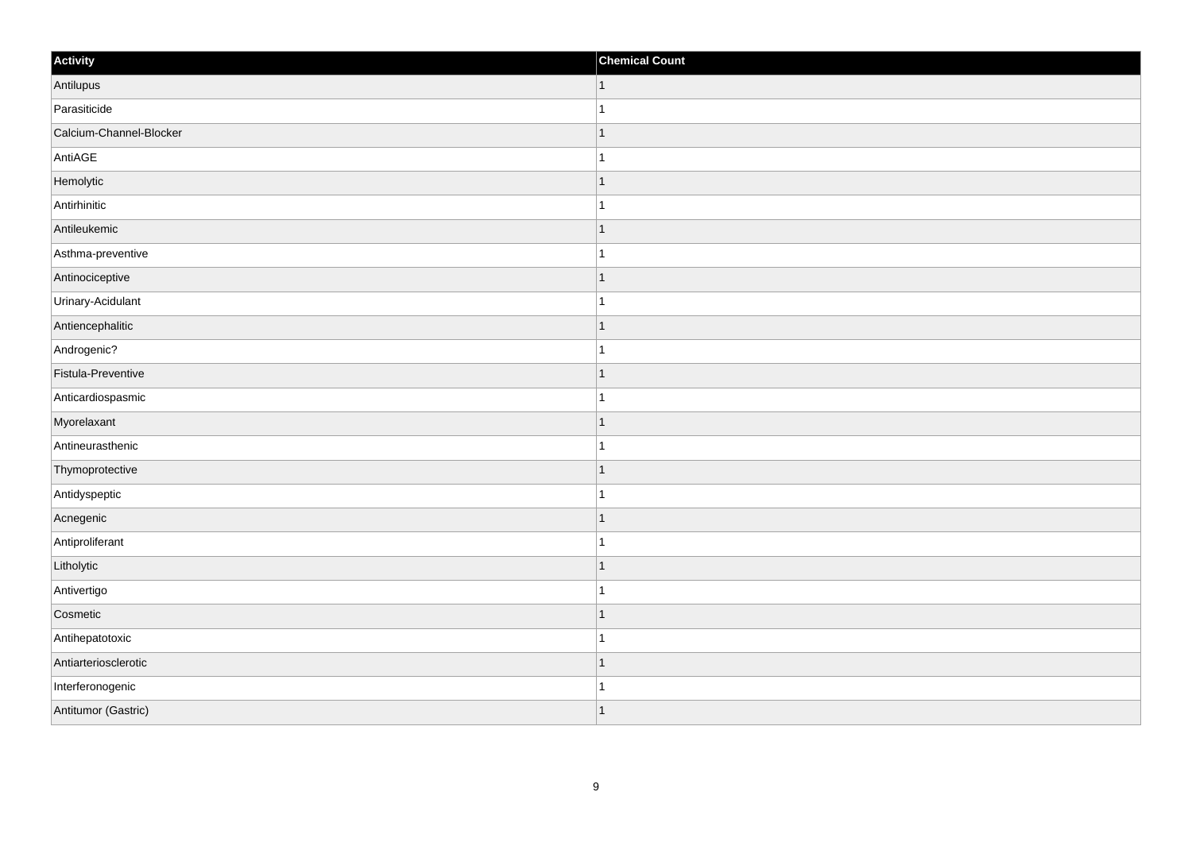| Activity | Chemical Count |
| --- | --- |
| Antilupus | 1 |
| Parasiticide | 1 |
| Calcium-Channel-Blocker | 1 |
| AntiAGE | 1 |
| Hemolytic | 1 |
| Antirhinitic | 1 |
| Antileukemic | 1 |
| Asthma-preventive | 1 |
| Antinociceptive | 1 |
| Urinary-Acidulant | 1 |
| Antiencephalitic | 1 |
| Androgenic? | 1 |
| Fistula-Preventive | 1 |
| Anticardiospasmic | 1 |
| Myorelaxant | 1 |
| Antineurasthenic | 1 |
| Thymoprotective | 1 |
| Antidyspeptic | 1 |
| Acnegenic | 1 |
| Antiproliferant | 1 |
| Litholytic | 1 |
| Antivertigo | 1 |
| Cosmetic | 1 |
| Antihepatotoxic | 1 |
| Antiarteriosclerotic | 1 |
| Interferonogenic | 1 |
| Antitumor (Gastric) | 1 |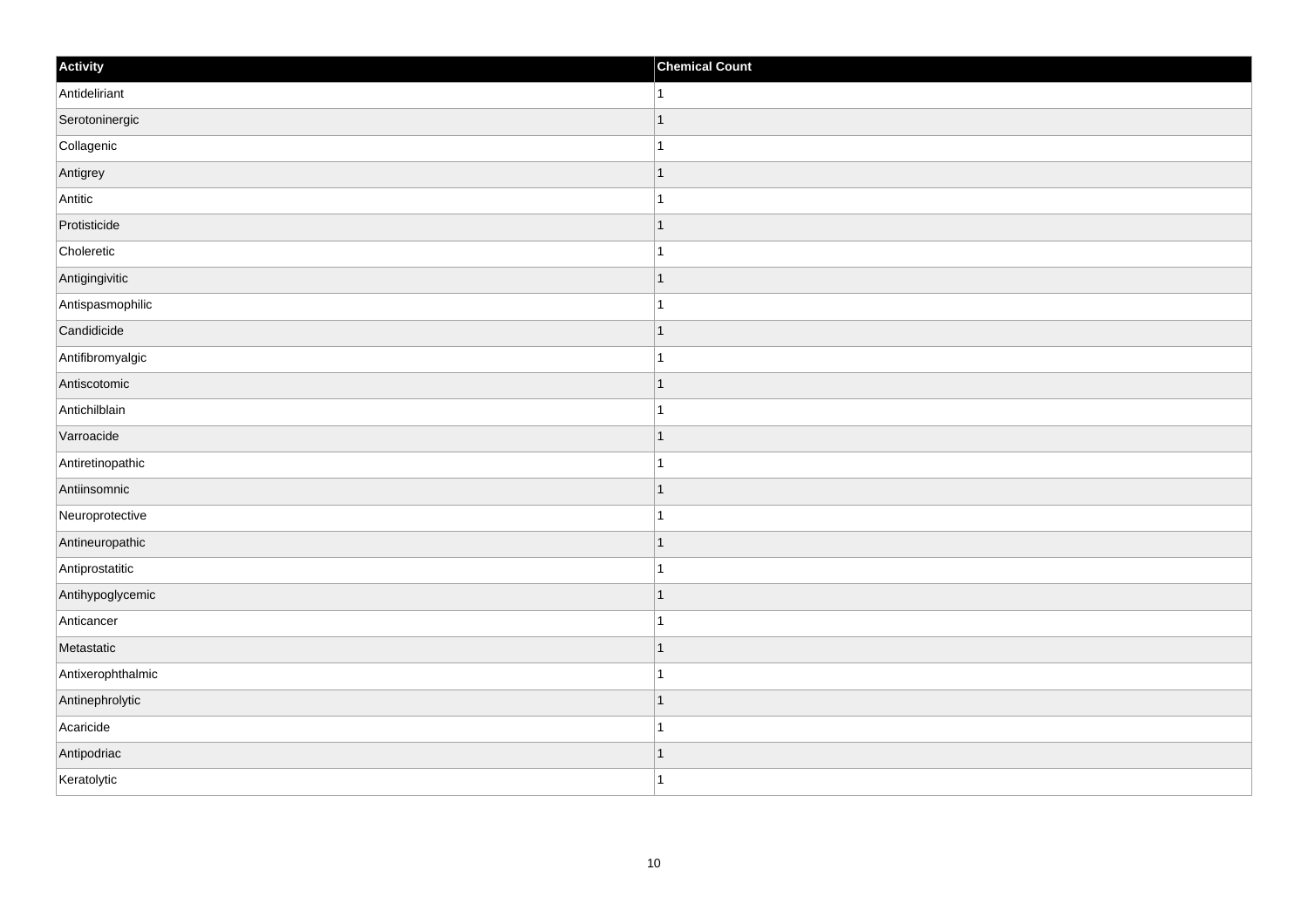| Activity | Chemical Count |
| --- | --- |
| Antideliriant | 1 |
| Serotoninergic | 1 |
| Collagenic | 1 |
| Antigrey | 1 |
| Antitic | 1 |
| Protisticide | 1 |
| Choleretic | 1 |
| Antigingivitic | 1 |
| Antispasmophilic | 1 |
| Candidicide | 1 |
| Antifibromyalgic | 1 |
| Antiscotomic | 1 |
| Antichilblain | 1 |
| Varroacide | 1 |
| Antiretinopathic | 1 |
| Antiinsomnic | 1 |
| Neuroprotective | 1 |
| Antineuropathic | 1 |
| Antiprostatitic | 1 |
| Antihypoglycemic | 1 |
| Anticancer | 1 |
| Metastatic | 1 |
| Antixerophthalmic | 1 |
| Antinephrolytic | 1 |
| Acaricide | 1 |
| Antipodriac | 1 |
| Keratolytic | 1 |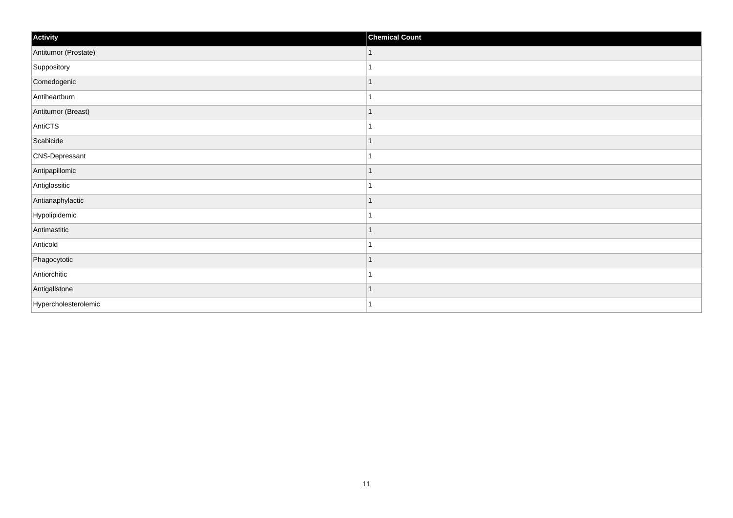| Activity | Chemical Count |
| --- | --- |
| Antitumor (Prostate) | 1 |
| Suppository | 1 |
| Comedogenic | 1 |
| Antiheartburn | 1 |
| Antitumor (Breast) | 1 |
| AntiCTS | 1 |
| Scabicide | 1 |
| CNS-Depressant | 1 |
| Antipapillomic | 1 |
| Antiglossitic | 1 |
| Antianaphylactic | 1 |
| Hypolipidemic | 1 |
| Antimastitic | 1 |
| Anticold | 1 |
| Phagocytotic | 1 |
| Antiorchitic | 1 |
| Antigallstone | 1 |
| Hypercholesterolemic | 1 |